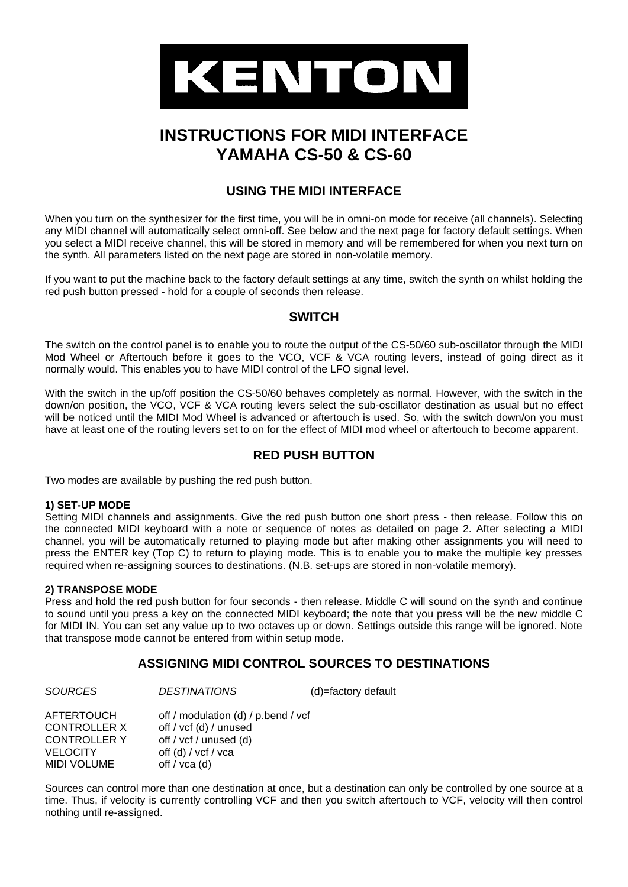# KENTON

# INSTRUCTIONS FOR MIDI INTERFACE YAMAHA CS-50 & CS-60

## USING THE MIDI INTERFACE

When you turn on the synthesizer for the first time, you will be in omni-on mode for receive (all channels). Selecting any MIDI channel will automatically select omni-off. See below and the next page for factory default settings. When you select a MIDI receive channel, this will be stored in memory and will be remembered for when you next turn on the synth. All parameters listed on the next page are stored in non-volatile memory.

If you want to put the machine back to the factory default settings at any time, switch the synth on whilst holding the red push button pressed - hold for a couple of seconds then release.

## SWITCH

The switch on the control panel is to enable you to route the output of the CS-50/60 sub-oscillator through the MIDI Mod Wheel or Aftertouch before it goes to the VCO, VCF & VCA routing levers, instead of going direct as it normally would. This enables you to have MIDI control of the LFO signal level.

With the switch in the up/off position the CS-50/60 behaves completely as normal. However, with the switch in the down/on position, the VCO, VCF & VCA routing levers select the sub-oscillator destination as usual but no effect will be noticed until the MIDI Mod Wheel is advanced or aftertouch is used. So, with the switch down/on you must have at least one of the routing levers set to on for the effect of MIDI mod wheel or aftertouch to become apparent.

## RED PUSH BUTTON

Two modes are available by pushing the red push button.

**1) SET-UP MODE**
Setting MIDI channels and assignments. Give the red push button one short press - then release. Follow this on the connected MIDI keyboard with a note or sequence of notes as detailed on page 2. After selecting a MIDI channel, you will be automatically returned to playing mode but after making other assignments you will need to press the ENTER key (Top C) to return to playing mode. This is to enable you to make the multiple key presses required when re-assigning sources to destinations. (N.B. set-ups are stored in non-volatile memory).

**2) TRANSPOSE MODE**
Press and hold the red push button for four seconds - then release. Middle C will sound on the synth and continue to sound until you press a key on the connected MIDI keyboard; the note that you press will be the new middle C for MIDI IN. You can set any value up to two octaves up or down. Settings outside this range will be ignored. Note that transpose mode cannot be entered from within setup mode.

## ASSIGNING MIDI CONTROL SOURCES TO DESTINATIONS

| *SOURCES* | *DESTINATIONS* | (d)=factory default |
|---|---|---|
| AFTERTOUCH | off / modulation (d) / p.bend / vcf | |
| CONTROLLER X | off / vcf (d) / unused | |
| CONTROLLER Y | off / vcf / unused (d) | |
| VELOCITY | off (d) / vcf / vca | |
| MIDI VOLUME | off / vca (d) | |

Sources can control more than one destination at once, but a destination can only be controlled by one source at a time. Thus, if velocity is currently controlling VCF and then you switch aftertouch to VCF, velocity will then control nothing until re-assigned.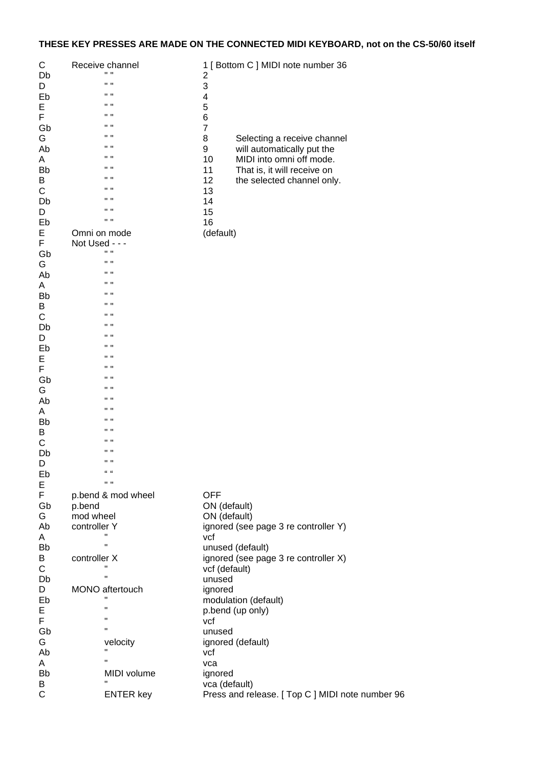**THESE KEY PRESSES ARE MADE ON THE CONNECTED MIDI KEYBOARD, not on the CS-50/60 itself**

| | | | |
|---|---|---|---|
| C | Receive channel | 1 [ Bottom C ] MIDI note number 36 | |
| Db | " " | 2 | |
| D | " " | 3 | |
| Eb | " " | 4 | |
| E | " " | 5 | |
| F | " " | 6 | |
| Gb | " " | 7 | |
| G | " " | 8 | Selecting a receive channel |
| Ab | " " | 9 | will automatically put the |
| A | " " | 10 | MIDI into omni off mode. |
| Bb | " " | 11 | That is, it will receive on |
| B | " " | 12 | the selected channel only. |
| C | " " | 13 | |
| Db | " " | 14 | |
| D | " " | 15 | |
| Eb | " " | 16 | |
| E | Omni on mode | (default) | |
| F | Not Used - - - | | |
| Gb | " " | | |
| G | " " | | |
| Ab | " " | | |
| A | " " | | |
| Bb | " " | | |
| B | " " | | |
| C | " " | | |
| Db | " " | | |
| D | " " | | |
| Eb | " " | | |
| E | " " | | |
| F | " " | | |
| Gb | " " | | |
| G | " " | | |
| Ab | " " | | |
| A | " " | | |
| Bb | " " | | |
| B | " " | | |
| C | " " | | |
| Db | " " | | |
| D | " " | | |
| Eb | " " | | |
| E | " " | | |
| F | p.bend & mod wheel | OFF | |
| Gb | p.bend | ON (default) | |
| G | mod wheel | ON (default) | |
| Ab | controller Y | ignored (see page 3 re controller Y) | |
| A | " | vcf | |
| Bb | " | unused (default) | |
| B | controller X | ignored (see page 3 re controller X) | |
| C | " | vcf (default) | |
| Db | " | unused | |
| D | MONO aftertouch | ignored | |
| Eb | " | modulation (default) | |
| E | " | p.bend (up only) | |
| F | " | vcf | |
| Gb | " | unused | |
| G | velocity | ignored (default) | |
| Ab | " | vcf | |
| A | " | vca | |
| Bb | MIDI volume | ignored | |
| B | " | vca (default) | |
| C | ENTER key | Press and release. [ Top C ] MIDI note number 96 | |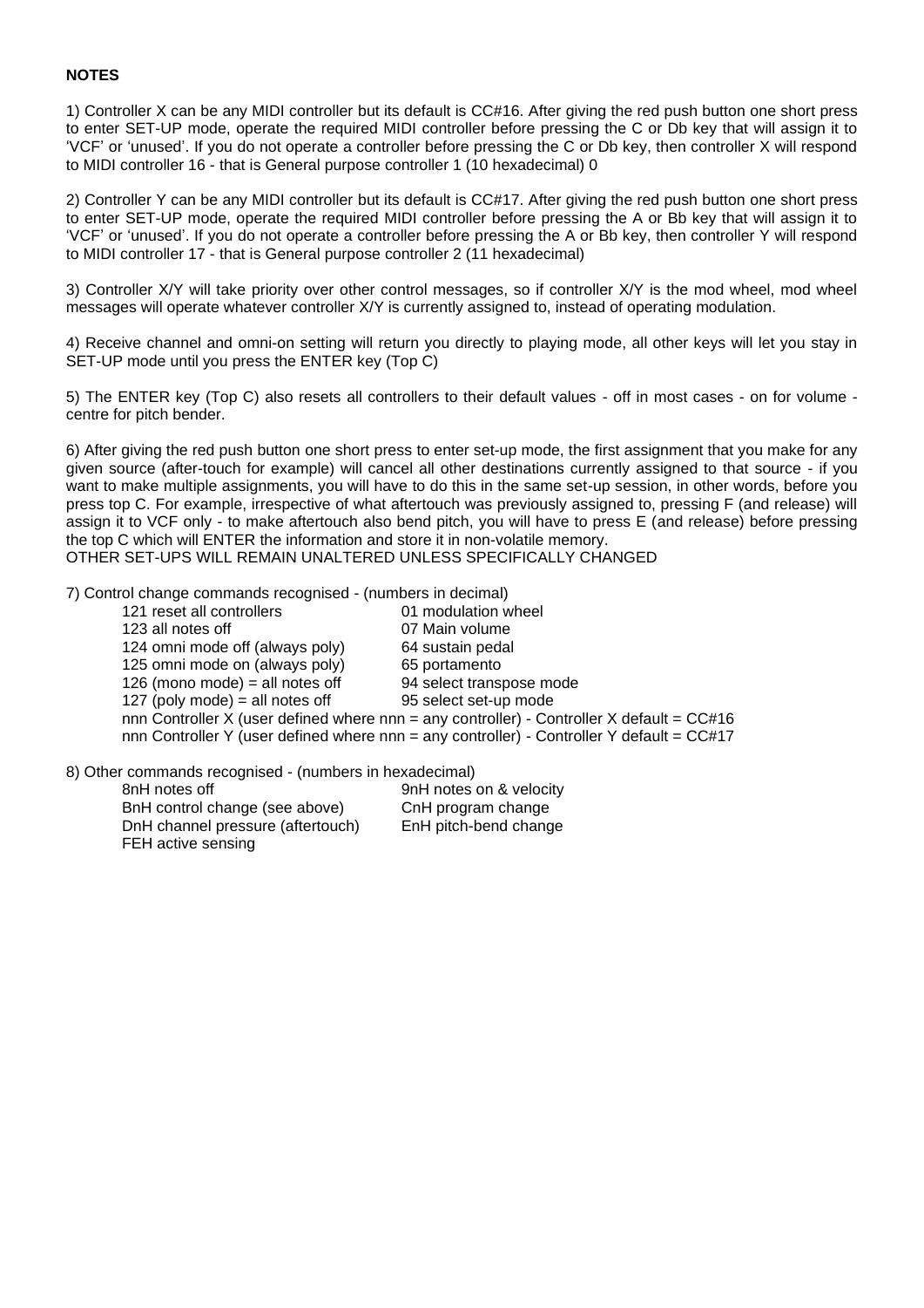**NOTES**

1) Controller X can be any MIDI controller but its default is CC#16. After giving the red push button one short press to enter SET-UP mode, operate the required MIDI controller before pressing the C or Db key that will assign it to 'VCF' or 'unused'. If you do not operate a controller before pressing the C or Db key, then controller X will respond to MIDI controller 16 - that is General purpose controller 1 (10 hexadecimal) 0

2) Controller Y can be any MIDI controller but its default is CC#17. After giving the red push button one short press to enter SET-UP mode, operate the required MIDI controller before pressing the A or Bb key that will assign it to 'VCF' or 'unused'. If you do not operate a controller before pressing the A or Bb key, then controller Y will respond to MIDI controller 17 - that is General purpose controller 2 (11 hexadecimal)

3) Controller X/Y will take priority over other control messages, so if controller X/Y is the mod wheel, mod wheel messages will operate whatever controller X/Y is currently assigned to, instead of operating modulation.

4) Receive channel and omni-on setting will return you directly to playing mode, all other keys will let you stay in SET-UP mode until you press the ENTER key (Top C)

5) The ENTER key (Top C) also resets all controllers to their default values - off in most cases - on for volume - centre for pitch bender.

6) After giving the red push button one short press to enter set-up mode, the first assignment that you make for any given source (after-touch for example) will cancel all other destinations currently assigned to that source - if you want to make multiple assignments, you will have to do this in the same set-up session, in other words, before you press top C. For example, irrespective of what aftertouch was previously assigned to, pressing F (and release) will assign it to VCF only - to make aftertouch also bend pitch, you will have to press E (and release) before pressing the top C which will ENTER the information and store it in non-volatile memory.
OTHER SET-UPS WILL REMAIN UNALTERED UNLESS SPECIFICALLY CHANGED

7) Control change commands recognised - (numbers in decimal)

| | |
|---|---|
| 121 reset all controllers | 01 modulation wheel |
| 123 all notes off | 07 Main volume |
| 124 omni mode off (always poly) | 64 sustain pedal |
| 125 omni mode on (always poly) | 65 portamento |
| 126 (mono mode) = all notes off | 94 select transpose mode |
| 127 (poly mode) = all notes off | 95 select set-up mode |

nnn Controller X (user defined where nnn = any controller) - Controller X default = CC#16
nnn Controller Y (user defined where nnn = any controller) - Controller Y default = CC#17

8) Other commands recognised - (numbers in hexadecimal)

| | |
|---|---|
| 8nH notes off | 9nH notes on & velocity |
| BnH control change (see above) | CnH program change |
| DnH channel pressure (aftertouch) | EnH pitch-bend change |
| FEH active sensing | |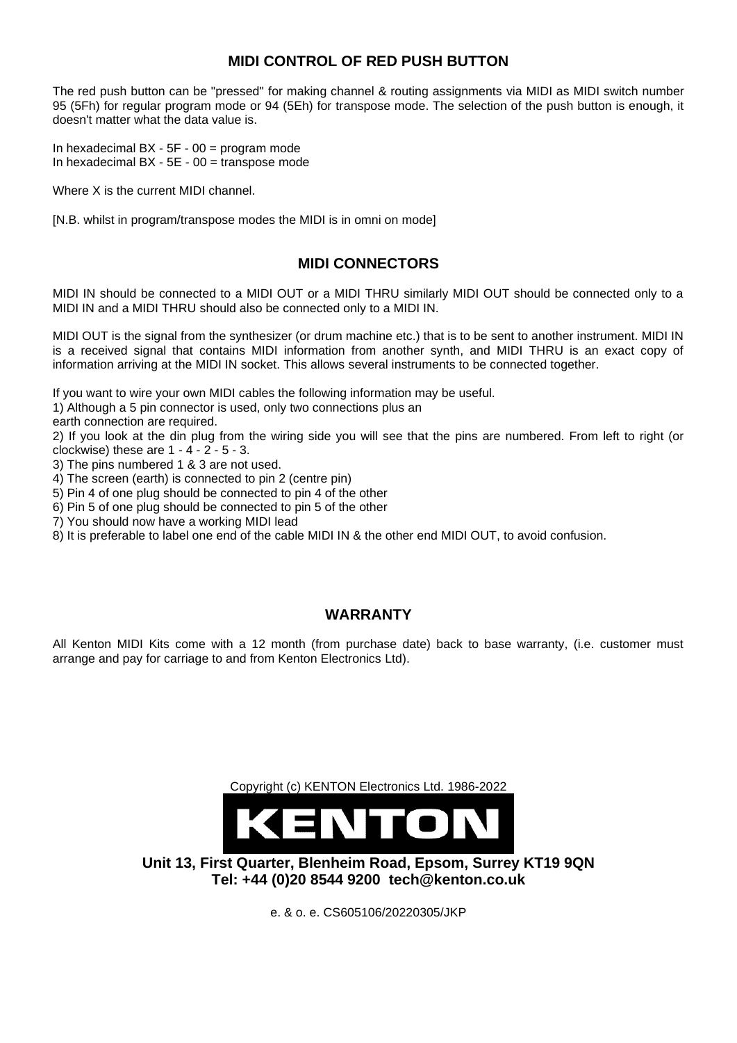## MIDI CONTROL OF RED PUSH BUTTON

The red push button can be "pressed" for making channel & routing assignments via MIDI as MIDI switch number 95 (5Fh) for regular program mode or 94 (5Eh) for transpose mode. The selection of the push button is enough, it doesn't matter what the data value is.

In hexadecimal BX - 5F - 00 = program mode
In hexadecimal BX - 5E - 00 = transpose mode

Where X is the current MIDI channel.

[N.B. whilst in program/transpose modes the MIDI is in omni on mode]

## MIDI CONNECTORS

MIDI IN should be connected to a MIDI OUT or a MIDI THRU similarly MIDI OUT should be connected only to a MIDI IN and a MIDI THRU should also be connected only to a MIDI IN.

MIDI OUT is the signal from the synthesizer (or drum machine etc.) that is to be sent to another instrument. MIDI IN is a received signal that contains MIDI information from another synth, and MIDI THRU is an exact copy of information arriving at the MIDI IN socket. This allows several instruments to be connected together.

If you want to wire your own MIDI cables the following information may be useful.

1) Although a 5 pin connector is used, only two connections plus an earth connection are required.
2) If you look at the din plug from the wiring side you will see that the pins are numbered. From left to right (or clockwise) these are 1 - 4 - 2 - 5 - 3.
3) The pins numbered 1 & 3 are not used.
4) The screen (earth) is connected to pin 2 (centre pin)
5) Pin 4 of one plug should be connected to pin 4 of the other
6) Pin 5 of one plug should be connected to pin 5 of the other
7) You should now have a working MIDI lead
8) It is preferable to label one end of the cable MIDI IN & the other end MIDI OUT, to avoid confusion.

## WARRANTY

All Kenton MIDI Kits come with a 12 month (from purchase date) back to base warranty, (i.e. customer must arrange and pay for carriage to and from Kenton Electronics Ltd).

Copyright (c) KENTON Electronics Ltd. 1986-2022

KENTON

**Unit 13, First Quarter, Blenheim Road, Epsom, Surrey KT19 9QN**
**Tel: +44 (0)20 8544 9200 tech@kenton.co.uk**

e. & o. e. CS605106/20220305/JKP